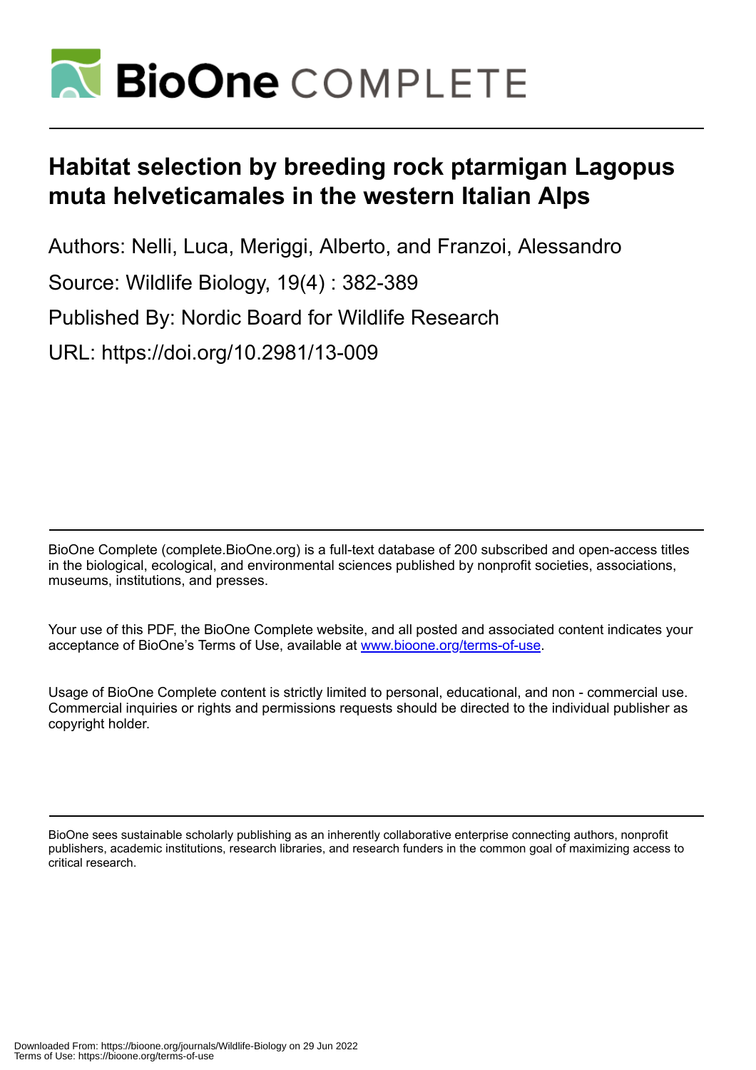# Habitat selection by breeding rock ptarmigan Lagopus muta helveticamales in the western Italian Alps

Authors: Nelli, Luca, Meriggi, Alberto, and Franzoi, Alessandro

Source: Wildlife Biology, 19(4) : 382-389

Published By: Nordic Board for Wildlife Research

URL: https://doi.org/10.2981/13-009

BioOne Complete (complete.BioOne.org) is a full-text database of 200 subscribed and open-access titles in the biological, ecological, and environmental sciences published by nonprofit societies, associations, museums, institutions, and presses.

Your use of this PDF, the BioOne Complete website, and all posted and associated content indicates your acceptance of BioOne's Terms of Use, available at www.bioone.org/terms-of-use.

Usage of BioOne Complete content is strictly limited to personal, educational, and non - commercial use. Commercial inquiries or rights and permissions requests should be directed to the individual publisher as copyright holder.

BioOne sees sustainable scholarly publishing as an inherently collaborative enterprise connecting authors, nonprofit publishers, academic institutions, research libraries, and research funders in the common goal of maximizing access to critical research.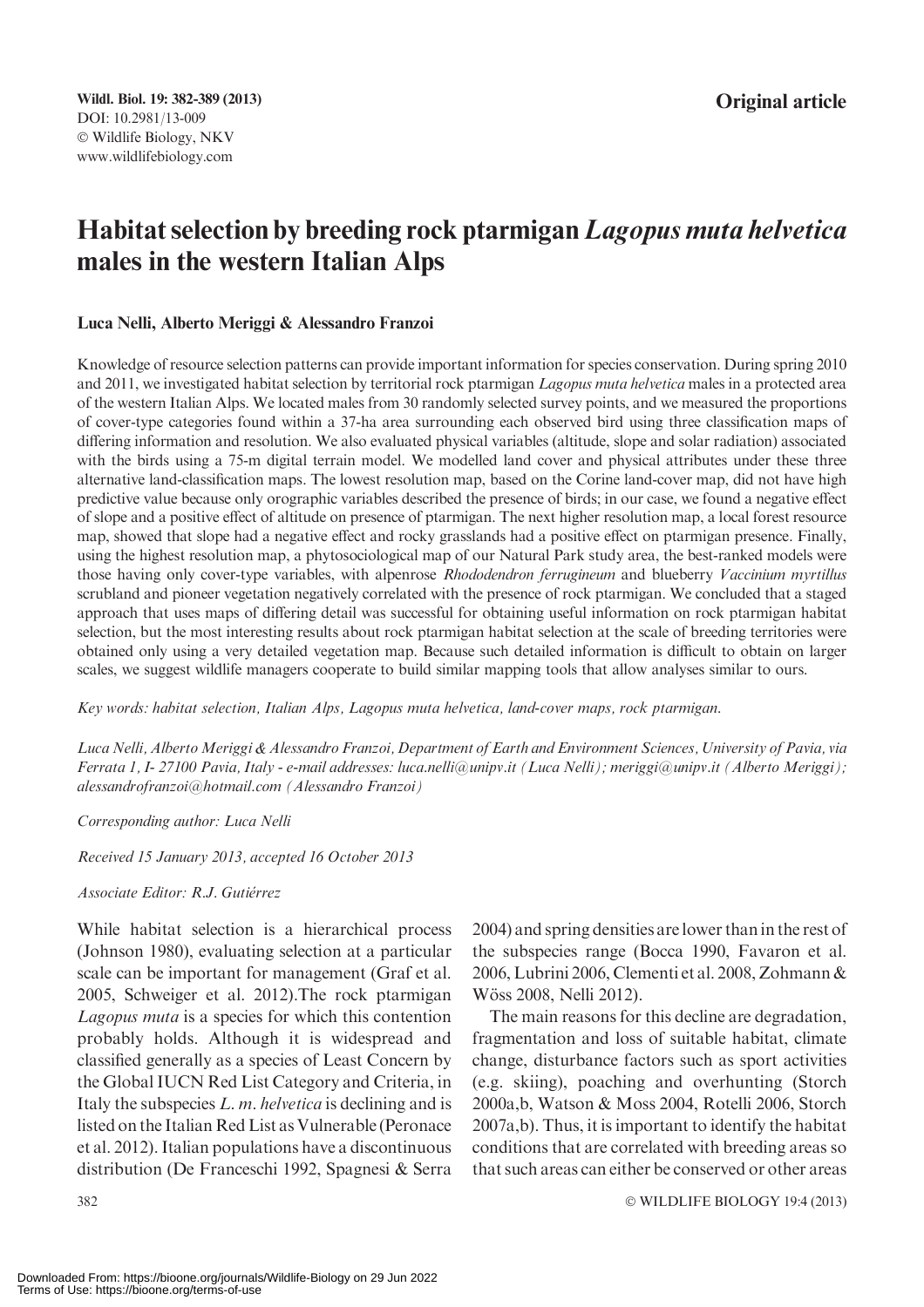Wildl. Biol. 19: 382-389 (2013)
DOI: 10.2981/13-009
© Wildlife Biology, NKV
www.wildlifebiology.com

**Original article**

# Habitat selection by breeding rock ptarmigan *Lagopus muta helvetica* males in the western Italian Alps

**Luca Nelli, Alberto Meriggi & Alessandro Franzoi**

Knowledge of resource selection patterns can provide important information for species conservation. During spring 2010 and 2011, we investigated habitat selection by territorial rock ptarmigan *Lagopus muta helvetica* males in a protected area of the western Italian Alps. We located males from 30 randomly selected survey points, and we measured the proportions of cover-type categories found within a 37-ha area surrounding each observed bird using three classification maps of differing information and resolution. We also evaluated physical variables (altitude, slope and solar radiation) associated with the birds using a 75-m digital terrain model. We modelled land cover and physical attributes under these three alternative land-classification maps. The lowest resolution map, based on the Corine land-cover map, did not have high predictive value because only orographic variables described the presence of birds; in our case, we found a negative effect of slope and a positive effect of altitude on presence of ptarmigan. The next higher resolution map, a local forest resource map, showed that slope had a negative effect and rocky grasslands had a positive effect on ptarmigan presence. Finally, using the highest resolution map, a phytosociological map of our Natural Park study area, the best-ranked models were those having only cover-type variables, with alpenrose *Rhododendron ferrugineum* and blueberry *Vaccinium myrtillus* scrubland and pioneer vegetation negatively correlated with the presence of rock ptarmigan. We concluded that a staged approach that uses maps of differing detail was successful for obtaining useful information on rock ptarmigan habitat selection, but the most interesting results about rock ptarmigan habitat selection at the scale of breeding territories were obtained only using a very detailed vegetation map. Because such detailed information is difficult to obtain on larger scales, we suggest wildlife managers cooperate to build similar mapping tools that allow analyses similar to ours.

*Key words: habitat selection, Italian Alps, Lagopus muta helvetica, land-cover maps, rock ptarmigan.*

*Luca Nelli, Alberto Meriggi & Alessandro Franzoi, Department of Earth and Environment Sciences, University of Pavia, via Ferrata 1, I- 27100 Pavia, Italy - e-mail addresses: luca.nelli@unipv.it (Luca Nelli); meriggi@unipv.it (Alberto Meriggi); alessandrofranzoi@hotmail.com (Alessandro Franzoi)*

*Corresponding author: Luca Nelli*

*Received 15 January 2013, accepted 16 October 2013*

*Associate Editor: R.J. Gutiérrez*

While habitat selection is a hierarchical process (Johnson 1980), evaluating selection at a particular scale can be important for management (Graf et al. 2005, Schweiger et al. 2012).The rock ptarmigan *Lagopus muta* is a species for which this contention probably holds. Although it is widespread and classified generally as a species of Least Concern by the Global IUCN Red List Category and Criteria, in Italy the subspecies *L. m. helvetica* is declining and is listed on the Italian Red List as Vulnerable (Peronace et al. 2012). Italian populations have a discontinuous distribution (De Franceschi 1992, Spagnesi & Serra 2004) and spring densities are lower than in the rest of the subspecies range (Bocca 1990, Favaron et al. 2006, Lubrini 2006, Clementi et al. 2008, Zohmann & Wöss 2008, Nelli 2012).

The main reasons for this decline are degradation, fragmentation and loss of suitable habitat, climate change, disturbance factors such as sport activities (e.g. skiing), poaching and overhunting (Storch 2000a,b, Watson & Moss 2004, Rotelli 2006, Storch 2007a,b). Thus, it is important to identify the habitat conditions that are correlated with breeding areas so that such areas can either be conserved or other areas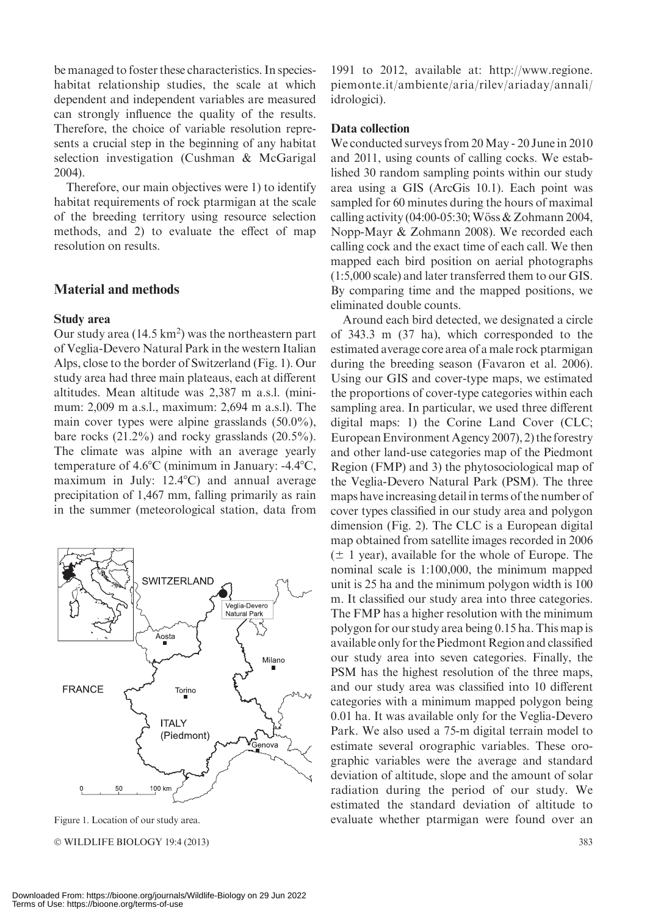be managed to foster these characteristics. In species-habitat relationship studies, the scale at which dependent and independent variables are measured can strongly influence the quality of the results. Therefore, the choice of variable resolution represents a crucial step in the beginning of any habitat selection investigation (Cushman & McGarigal 2004).

Therefore, our main objectives were 1) to identify habitat requirements of rock ptarmigan at the scale of the breeding territory using resource selection methods, and 2) to evaluate the effect of map resolution on results.

## Material and methods

### Study area

Our study area (14.5 km$^2$) was the northeastern part of Veglia-Devero Natural Park in the western Italian Alps, close to the border of Switzerland (Fig. 1). Our study area had three main plateaus, each at different altitudes. Mean altitude was 2,387 m a.s.l. (minimum: 2,009 m a.s.l., maximum: 2,694 m a.s.l). The main cover types were alpine grasslands (50.0%), bare rocks (21.2%) and rocky grasslands (20.5%). The climate was alpine with an average yearly temperature of 4.6°C (minimum in January: -4.4°C, maximum in July: 12.4°C) and annual average precipitation of 1,467 mm, falling primarily as rain in the summer (meteorological station, data from 1991 to 2012, available at: http://www.regione.piemonte.it/ambiente/aria/rilev/ariaday/annali/idrologici).

Figure 1. Location of our study area.

### Data collection

We conducted surveys from 20 May - 20 June in 2010 and 2011, using counts of calling cocks. We established 30 random sampling points within our study area using a GIS (ArcGis 10.1). Each point was sampled for 60 minutes during the hours of maximal calling activity (04:00-05:30; Wöss & Zohmann 2004, Nopp-Mayr & Zohmann 2008). We recorded each calling cock and the exact time of each call. We then mapped each bird position on aerial photographs (1:5,000 scale) and later transferred them to our GIS. By comparing time and the mapped positions, we eliminated double counts.

Around each bird detected, we designated a circle of 343.3 m (37 ha), which corresponded to the estimated average core area of a male rock ptarmigan during the breeding season (Favaron et al. 2006). Using our GIS and cover-type maps, we estimated the proportions of cover-type categories within each sampling area. In particular, we used three different digital maps: 1) the Corine Land Cover (CLC; European Environment Agency 2007), 2) the forestry and other land-use categories map of the Piedmont Region (FMP) and 3) the phytosociological map of the Veglia-Devero Natural Park (PSM). The three maps have increasing detail in terms of the number of cover types classified in our study area and polygon dimension (Fig. 2). The CLC is a European digital map obtained from satellite images recorded in 2006 ($\pm$ 1 year), available for the whole of Europe. The nominal scale is 1:100,000, the minimum mapped unit is 25 ha and the minimum polygon width is 100 m. It classified our study area into three categories. The FMP has a higher resolution with the minimum polygon for our study area being 0.15 ha. This map is available only for the Piedmont Region and classified our study area into seven categories. Finally, the PSM has the highest resolution of the three maps, and our study area was classified into 10 different categories with a minimum mapped polygon being 0.01 ha. It was available only for the Veglia-Devero Park. We also used a 75-m digital terrain model to estimate several orographic variables. These orographic variables were the average and standard deviation of altitude, slope and the amount of solar radiation during the period of our study. We estimated the standard deviation of altitude to evaluate whether ptarmigan were found over an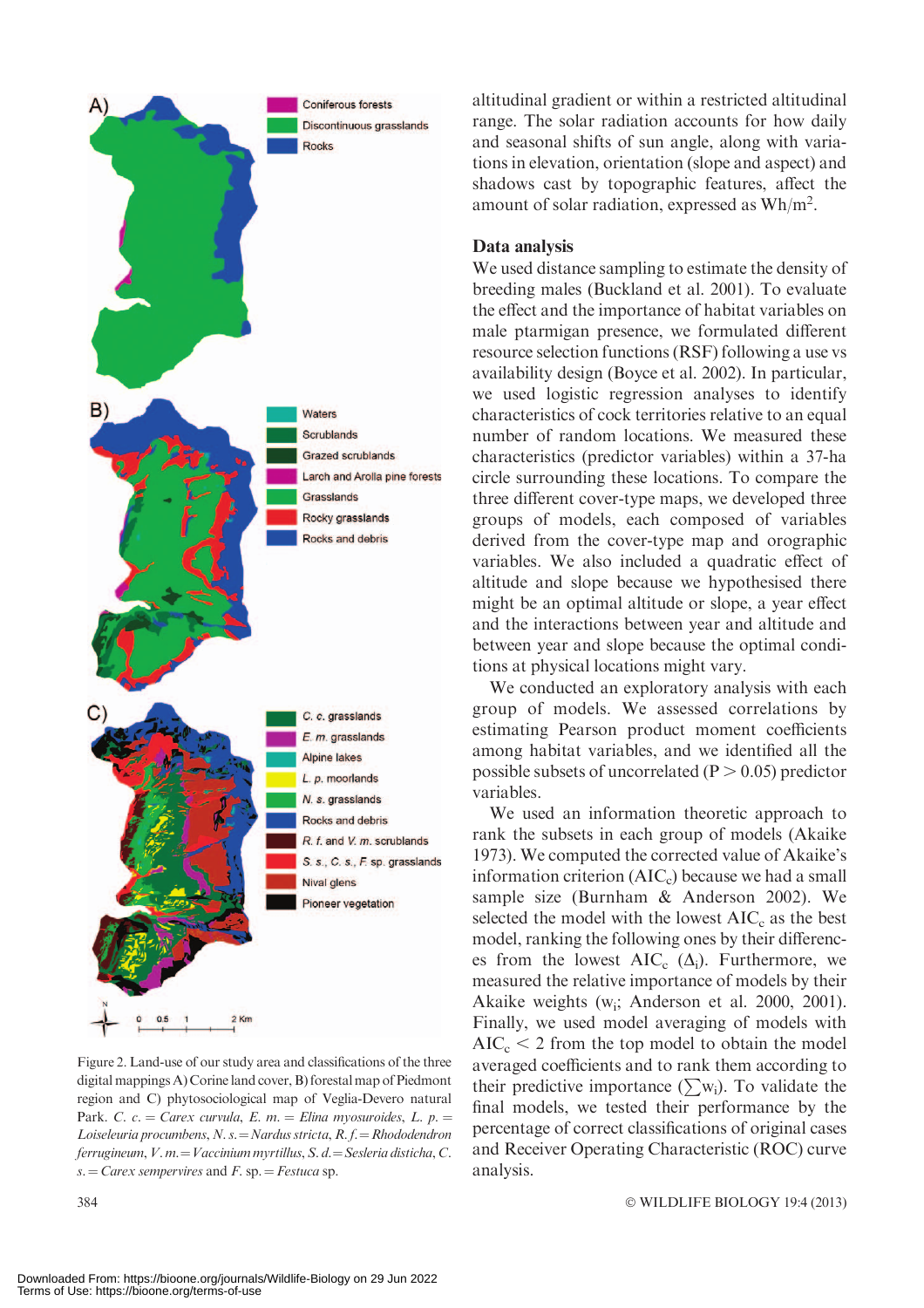Figure 2. Land-use of our study area and classifications of the three digital mappings A) Corine land cover, B) forestal map of Piedmont region and C) phytosociological map of Veglia-Devero natural Park. *C. c.* = *Carex curvula*, *E. m.* = *Elina myosuroides*, *L. p.* = *Loiseleuria procumbens*, *N. s.* = *Nardus stricta*, *R. f.* = *Rhododendron ferrugineum*, *V. m.* = *Vaccinium myrtillus*, *S. d.* = *Sesleria disticha*, *C. s.* = *Carex sempervires* and *F.* sp. = *Festuca* sp.

altitudinal gradient or within a restricted altitudinal range. The solar radiation accounts for how daily and seasonal shifts of sun angle, along with variations in elevation, orientation (slope and aspect) and shadows cast by topographic features, affect the amount of solar radiation, expressed as $Wh/m^2$.

## Data analysis

We used distance sampling to estimate the density of breeding males (Buckland et al. 2001). To evaluate the effect and the importance of habitat variables on male ptarmigan presence, we formulated different resource selection functions (RSF) following a use vs availability design (Boyce et al. 2002). In particular, we used logistic regression analyses to identify characteristics of cock territories relative to an equal number of random locations. We measured these characteristics (predictor variables) within a 37-ha circle surrounding these locations. To compare the three different cover-type maps, we developed three groups of models, each composed of variables derived from the cover-type map and orographic variables. We also included a quadratic effect of altitude and slope because we hypothesised there might be an optimal altitude or slope, a year effect and the interactions between year and altitude and between year and slope because the optimal conditions at physical locations might vary.

We conducted an exploratory analysis with each group of models. We assessed correlations by estimating Pearson product moment coefficients among habitat variables, and we identified all the possible subsets of uncorrelated ($P > 0.05$) predictor variables.

We used an information theoretic approach to rank the subsets in each group of models (Akaike 1973). We computed the corrected value of Akaike's information criterion ($AIC_c$) because we had a small sample size (Burnham & Anderson 2002). We selected the model with the lowest $AIC_c$ as the best model, ranking the following ones by their differences from the lowest $AIC_c$ ($\Delta_i$). Furthermore, we measured the relative importance of models by their Akaike weights ($w_i$; Anderson et al. 2000, 2001). Finally, we used model averaging of models with $AIC_c < 2$ from the top model to obtain the model averaged coefficients and to rank them according to their predictive importance ($\sum w_i$). To validate the final models, we tested their performance by the percentage of correct classifications of original cases and Receiver Operating Characteristic (ROC) curve analysis.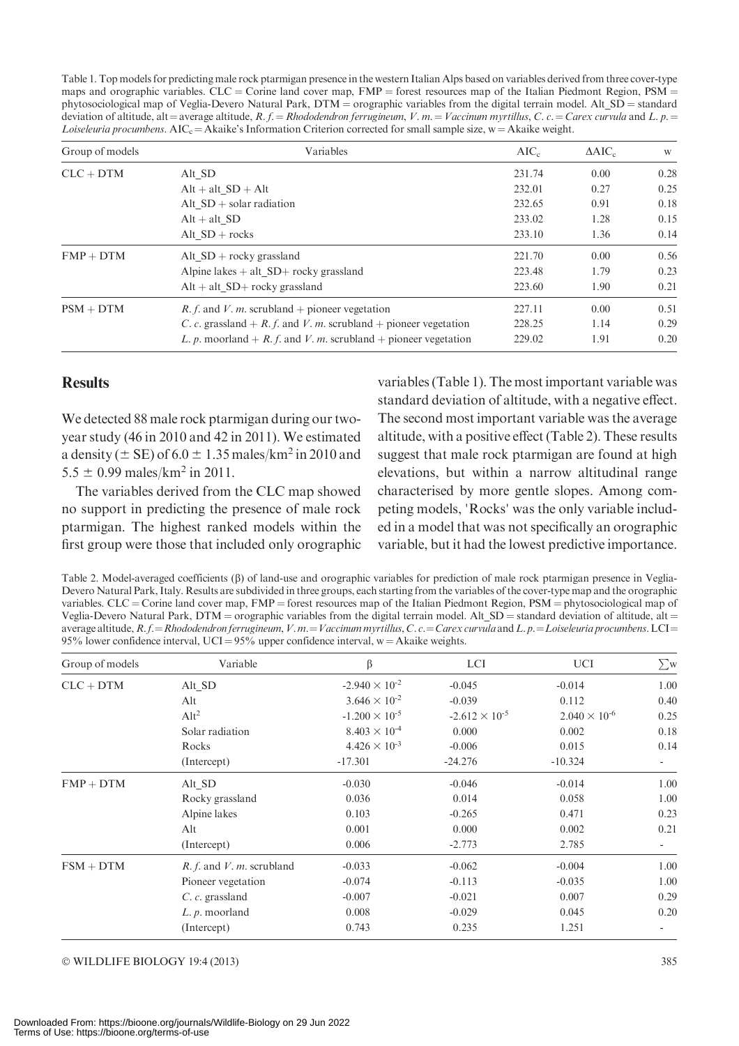Table 1. Top models for predicting male rock ptarmigan presence in the western Italian Alps based on variables derived from three cover-type maps and orographic variables. CLC = Corine land cover map, FMP = forest resources map of the Italian Piedmont Region, PSM = phytosociological map of Veglia-Devero Natural Park, DTM = orographic variables from the digital terrain model. Alt_SD = standard deviation of altitude, alt = average altitude, *R. f.* = *Rhododendron ferrugineum*, *V. m.* = *Vaccinium myrtillus*, *C. c.* = *Carex curvula* and *L. p.* = *Loiseleuria procumbens*. $AIC_c$ = Akaike's Information Criterion corrected for small sample size, w = Akaike weight.

| Group of models | Variables | $AIC_c$ | $\Delta AIC_c$ | w |
|---|---|---|---|---|
| CLC + DTM | Alt_SD | 231.74 | 0.00 | 0.28 |
| | Alt + alt_SD + Alt | 232.01 | 0.27 | 0.25 |
| | Alt_SD + solar radiation | 232.65 | 0.91 | 0.18 |
| | Alt + alt_SD | 233.02 | 1.28 | 0.15 |
| | Alt_SD + rocks | 233.10 | 1.36 | 0.14 |
| FMP + DTM | Alt_SD + rocky grassland | 221.70 | 0.00 | 0.56 |
| | Alpine lakes + alt_SD+ rocky grassland | 223.48 | 1.79 | 0.23 |
| | Alt + alt_SD+ rocky grassland | 223.60 | 1.90 | 0.21 |
| PSM + DTM | *R. f.* and *V. m.* scrubland + pioneer vegetation | 227.11 | 0.00 | 0.51 |
| | *C. c.* grassland + *R. f.* and *V. m.* scrubland + pioneer vegetation | 228.25 | 1.14 | 0.29 |
| | *L. p.* moorland + *R. f.* and *V. m.* scrubland + pioneer vegetation | 229.02 | 1.91 | 0.20 |

## Results

We detected 88 male rock ptarmigan during our two-year study (46 in 2010 and 42 in 2011). We estimated a density ($\pm$ SE) of $6.0 \pm 1.35$ males/km$^2$ in 2010 and $5.5 \pm 0.99$ males/km$^2$ in 2011.

The variables derived from the CLC map showed no support in predicting the presence of male rock ptarmigan. The highest ranked models within the first group were those that included only orographic variables (Table 1). The most important variable was standard deviation of altitude, with a negative effect. The second most important variable was the average altitude, with a positive effect (Table 2). These results suggest that male rock ptarmigan are found at high elevations, but within a narrow altitudinal range characterised by more gentle slopes. Among competing models, 'Rocks' was the only variable included in a model that was not specifically an orographic variable, but it had the lowest predictive importance.

Table 2. Model-averaged coefficients (β) of land-use and orographic variables for prediction of male rock ptarmigan presence in Veglia-Devero Natural Park, Italy. Results are subdivided in three groups, each starting from the variables of the cover-type map and the orographic variables. CLC = Corine land cover map, FMP = forest resources map of the Italian Piedmont Region, PSM = phytosociological map of Veglia-Devero Natural Park, DTM = orographic variables from the digital terrain model. Alt_SD = standard deviation of altitude, alt = average altitude, *R. f.* = *Rhododendron ferrugineum*, *V. m.* = *Vaccinium myrtillus*, *C. c.* = *Carex curvula* and *L. p.* = *Loiseleuria procumbens*. LCI = 95% lower confidence interval, UCI = 95% upper confidence interval, w = Akaike weights.

| Group of models | Variable | β | LCI | UCI | ∑w |
|---|---|---|---|---|---|
| CLC + DTM | Alt_SD | $-2.940 \times 10^{-2}$ | -0.045 | -0.014 | 1.00 |
| | Alt | $3.646 \times 10^{-2}$ | -0.039 | 0.112 | 0.40 |
| | Alt$^2$ | $-1.200 \times 10^{-5}$ | $-2.612 \times 10^{-5}$ | $2.040 \times 10^{-6}$ | 0.25 |
| | Solar radiation | $8.403 \times 10^{-4}$ | 0.000 | 0.002 | 0.18 |
| | Rocks | $4.426 \times 10^{-3}$ | -0.006 | 0.015 | 0.14 |
| | (Intercept) | -17.301 | -24.276 | -10.324 | - |
| FMP + DTM | Alt_SD | -0.030 | -0.046 | -0.014 | 1.00 |
| | Rocky grassland | 0.036 | 0.014 | 0.058 | 1.00 |
| | Alpine lakes | 0.103 | -0.265 | 0.471 | 0.23 |
| | Alt | 0.001 | 0.000 | 0.002 | 0.21 |
| | (Intercept) | 0.006 | -2.773 | 2.785 | - |
| FSM + DTM | *R. f.* and *V. m.* scrubland | -0.033 | -0.062 | -0.004 | 1.00 |
| | Pioneer vegetation | -0.074 | -0.113 | -0.035 | 1.00 |
| | *C. c.* grassland | -0.007 | -0.021 | 0.007 | 0.29 |
| | *L. p.* moorland | 0.008 | -0.029 | 0.045 | 0.20 |
| | (Intercept) | 0.743 | 0.235 | 1.251 | - |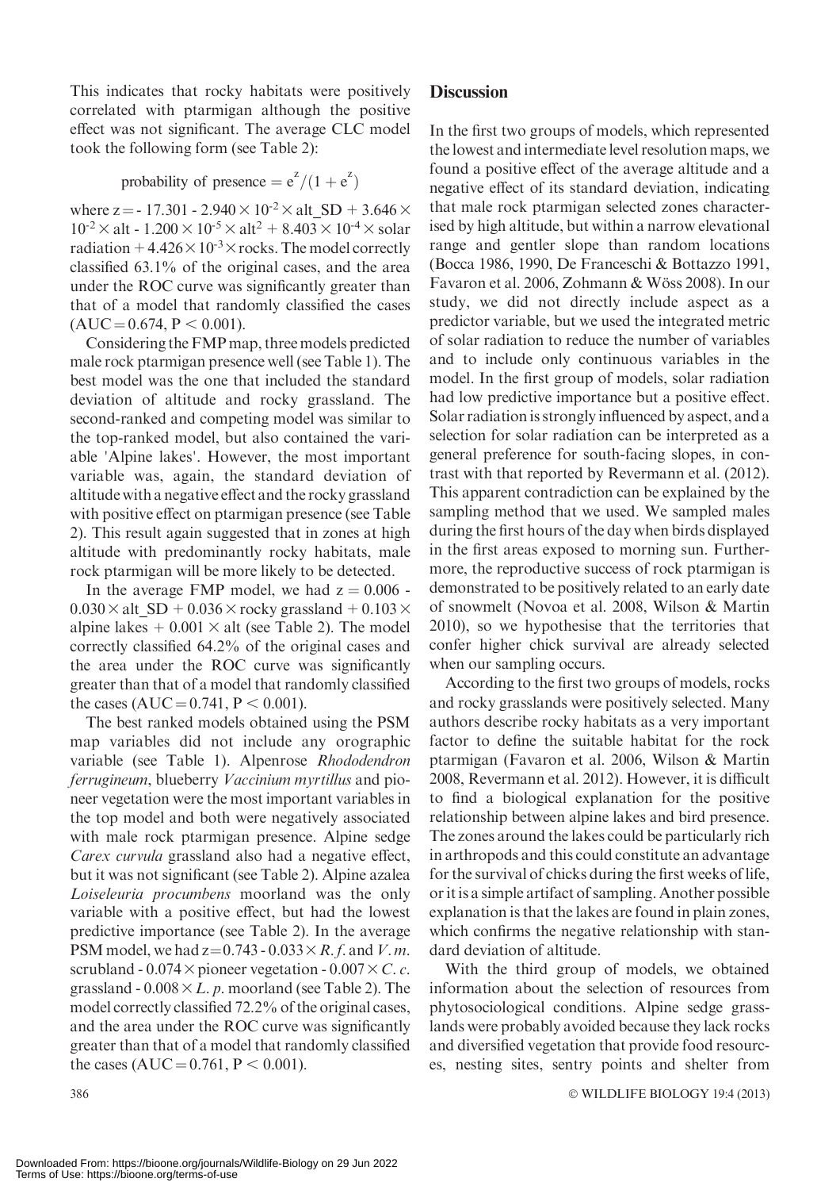This indicates that rocky habitats were positively correlated with ptarmigan although the positive effect was not significant. The average CLC model took the following form (see Table 2):

$$\text{probability of presence} = e^z/(1 + e^z)$$

where $z = -17.301 - 2.940 \times 10^{-2} \times \text{alt\_SD} + 3.646 \times 10^{-2} \times \text{alt} - 1.200 \times 10^{-5} \times \text{alt}^2 + 8.403 \times 10^{-4} \times \text{solar radiation} + 4.426 \times 10^{-3} \times \text{rocks}$. The model correctly classified 63.1% of the original cases, and the area under the ROC curve was significantly greater than that of a model that randomly classified the cases ($AUC = 0.674$, $P < 0.001$).

Considering the FMP map, three models predicted male rock ptarmigan presence well (see Table 1). The best model was the one that included the standard deviation of altitude and rocky grassland. The second-ranked and competing model was similar to the top-ranked model, but also contained the variable 'Alpine lakes'. However, the most important variable was, again, the standard deviation of altitude with a negative effect and the rocky grassland with positive effect on ptarmigan presence (see Table 2). This result again suggested that in zones at high altitude with predominantly rocky habitats, male rock ptarmigan will be more likely to be detected.

In the average FMP model, we had $z = 0.006 - 0.030 \times \text{alt\_SD} + 0.036 \times \text{rocky grassland} + 0.103 \times \text{alpine lakes} + 0.001 \times \text{alt}$ (see Table 2). The model correctly classified 64.2% of the original cases and the area under the ROC curve was significantly greater than that of a model that randomly classified the cases ($AUC = 0.741$, $P < 0.001$).

The best ranked models obtained using the PSM map variables did not include any orographic variable (see Table 1). Alpenrose *Rhododendron ferrugineum*, blueberry *Vaccinium myrtillus* and pioneer vegetation were the most important variables in the top model and both were negatively associated with male rock ptarmigan presence. Alpine sedge *Carex curvula* grassland also had a negative effect, but it was not significant (see Table 2). Alpine azalea *Loiseleuria procumbens* moorland was the only variable with a positive effect, but had the lowest predictive importance (see Table 2). In the average PSM model, we had $z = 0.743 - 0.033 \times R. f.$ and $V. m.$ scrubland $- 0.074 \times$ pioneer vegetation $- 0.007 \times C. c.$ grassland $- 0.008 \times L. p.$ moorland (see Table 2). The model correctly classified 72.2% of the original cases, and the area under the ROC curve was significantly greater than that of a model that randomly classified the cases ($AUC = 0.761$, $P < 0.001$).

## Discussion

In the first two groups of models, which represented the lowest and intermediate level resolution maps, we found a positive effect of the average altitude and a negative effect of its standard deviation, indicating that male rock ptarmigan selected zones characterised by high altitude, but within a narrow elevational range and gentler slope than random locations (Bocca 1986, 1990, De Franceschi & Bottazzo 1991, Favaron et al. 2006, Zohmann & Wöss 2008). In our study, we did not directly include aspect as a predictor variable, but we used the integrated metric of solar radiation to reduce the number of variables and to include only continuous variables in the model. In the first group of models, solar radiation had low predictive importance but a positive effect. Solar radiation is strongly influenced by aspect, and a selection for solar radiation can be interpreted as a general preference for south-facing slopes, in contrast with that reported by Revermann et al. (2012). This apparent contradiction can be explained by the sampling method that we used. We sampled males during the first hours of the day when birds displayed in the first areas exposed to morning sun. Furthermore, the reproductive success of rock ptarmigan is demonstrated to be positively related to an early date of snowmelt (Novoa et al. 2008, Wilson & Martin 2010), so we hypothesise that the territories that confer higher chick survival are already selected when our sampling occurs.

According to the first two groups of models, rocks and rocky grasslands were positively selected. Many authors describe rocky habitats as a very important factor to define the suitable habitat for the rock ptarmigan (Favaron et al. 2006, Wilson & Martin 2008, Revermann et al. 2012). However, it is difficult to find a biological explanation for the positive relationship between alpine lakes and bird presence. The zones around the lakes could be particularly rich in arthropods and this could constitute an advantage for the survival of chicks during the first weeks of life, or it is a simple artifact of sampling. Another possible explanation is that the lakes are found in plain zones, which confirms the negative relationship with standard deviation of altitude.

With the third group of models, we obtained information about the selection of resources from phytosociological conditions. Alpine sedge grasslands were probably avoided because they lack rocks and diversified vegetation that provide food resources, nesting sites, sentry points and shelter from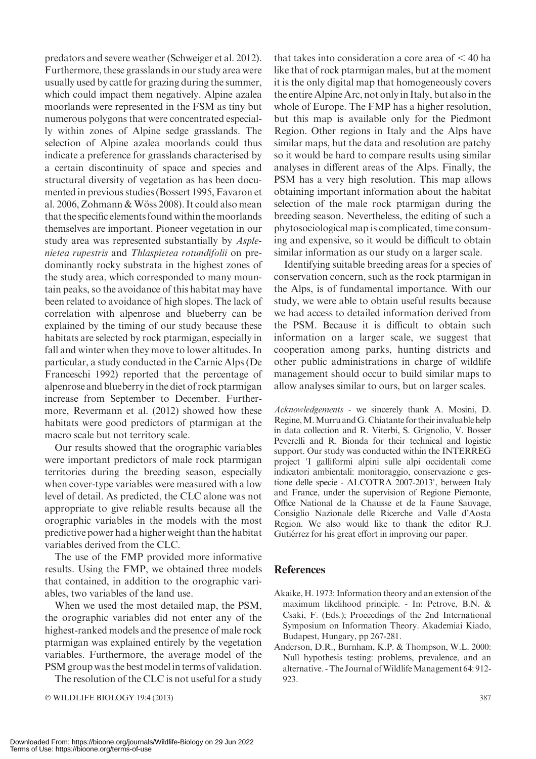predators and severe weather (Schweiger et al. 2012). Furthermore, these grasslands in our study area were usually used by cattle for grazing during the summer, which could impact them negatively. Alpine azalea moorlands were represented in the FSM as tiny but numerous polygons that were concentrated especially within zones of Alpine sedge grasslands. The selection of Alpine azalea moorlands could thus indicate a preference for grasslands characterised by a certain discontinuity of space and species and structural diversity of vegetation as has been documented in previous studies (Bossert 1995, Favaron et al. 2006, Zohmann & Wöss 2008). It could also mean that the specific elements found within the moorlands themselves are important. Pioneer vegetation in our study area was represented substantially by *Asplenietea rupestris* and *Thlaspietea rotundifolii* on predominantly rocky substrata in the highest zones of the study area, which corresponded to many mountain peaks, so the avoidance of this habitat may have been related to avoidance of high slopes. The lack of correlation with alpenrose and blueberry can be explained by the timing of our study because these habitats are selected by rock ptarmigan, especially in fall and winter when they move to lower altitudes. In particular, a study conducted in the Carnic Alps (De Franceschi 1992) reported that the percentage of alpenrose and blueberry in the diet of rock ptarmigan increase from September to December. Furthermore, Revermann et al. (2012) showed how these habitats were good predictors of ptarmigan at the macro scale but not territory scale.

Our results showed that the orographic variables were important predictors of male rock ptarmigan territories during the breeding season, especially when cover-type variables were measured with a low level of detail. As predicted, the CLC alone was not appropriate to give reliable results because all the orographic variables in the models with the most predictive power had a higher weight than the habitat variables derived from the CLC.

The use of the FMP provided more informative results. Using the FMP, we obtained three models that contained, in addition to the orographic variables, two variables of the land use.

When we used the most detailed map, the PSM, the orographic variables did not enter any of the highest-ranked models and the presence of male rock ptarmigan was explained entirely by the vegetation variables. Furthermore, the average model of the PSM group was the best model in terms of validation.

The resolution of the CLC is not useful for a study that takes into consideration a core area of $< 40$ ha like that of rock ptarmigan males, but at the moment it is the only digital map that homogeneously covers the entire Alpine Arc, not only in Italy, but also in the whole of Europe. The FMP has a higher resolution, but this map is available only for the Piedmont Region. Other regions in Italy and the Alps have similar maps, but the data and resolution are patchy so it would be hard to compare results using similar analyses in different areas of the Alps. Finally, the PSM has a very high resolution. This map allows obtaining important information about the habitat selection of the male rock ptarmigan during the breeding season. Nevertheless, the editing of such a phytosociological map is complicated, time consuming and expensive, so it would be difficult to obtain similar information as our study on a larger scale.

Identifying suitable breeding areas for a species of conservation concern, such as the rock ptarmigan in the Alps, is of fundamental importance. With our study, we were able to obtain useful results because we had access to detailed information derived from the PSM. Because it is difficult to obtain such information on a larger scale, we suggest that cooperation among parks, hunting districts and other public administrations in charge of wildlife management should occur to build similar maps to allow analyses similar to ours, but on larger scales.

*Acknowledgements* - we sincerely thank A. Mosini, D. Regine, M. Murru and G. Chiatante for their invaluable help in data collection and R. Viterbi, S. Grignolio, V. Bosser Peverelli and R. Bionda for their technical and logistic support. Our study was conducted within the INTERREG project 'I galliformi alpini sulle alpi occidentali come indicatori ambientali: monitoraggio, conservazione e gestione delle specie - ALCOTRA 2007-2013', between Italy and France, under the supervision of Regione Piemonte, Office National de la Chausse et de la Faune Sauvage, Consiglio Nazionale delle Ricerche and Valle d'Aosta Region. We also would like to thank the editor R.J. Gutiérrez for his great effort in improving our paper.

## References

Akaike, H. 1973: Information theory and an extension of the maximum likelihood principle. - In: Petrove, B.N. & Csaki, F. (Eds.); Proceedings of the 2nd International Symposium on Information Theory. Akademiai Kiado, Budapest, Hungary, pp 267-281.

Anderson, D.R., Burnham, K.P. & Thompson, W.L. 2000: Null hypothesis testing: problems, prevalence, and an alternative. - The Journal of Wildlife Management 64: 912-923.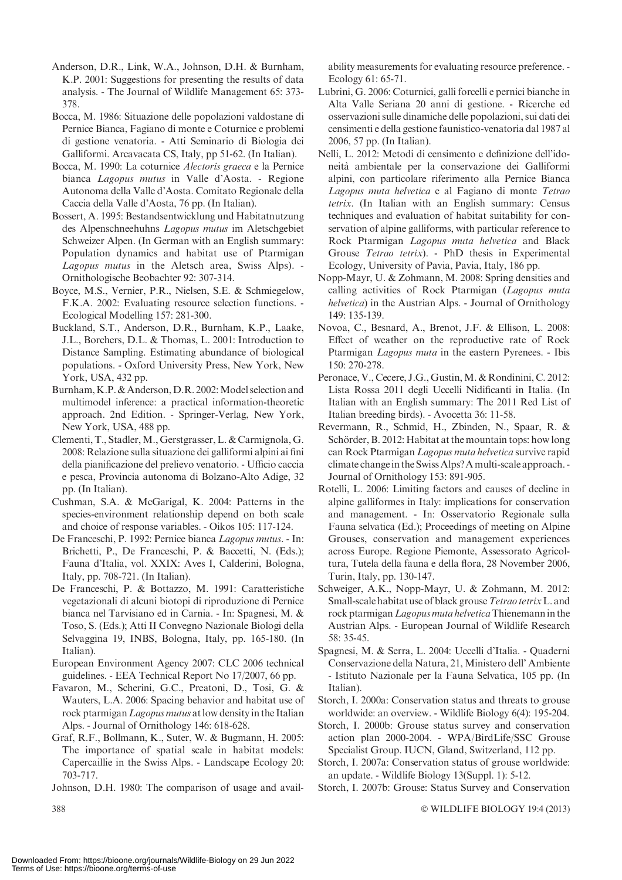Anderson, D.R., Link, W.A., Johnson, D.H. & Burnham, K.P. 2001: Suggestions for presenting the results of data analysis. - The Journal of Wildlife Management 65: 373-378.

Bocca, M. 1986: Situazione delle popolazioni valdostane di Pernice Bianca, Fagiano di monte e Coturnice e problemi di gestione venatoria. - Atti Seminario di Biologia dei Galliformi. Arcavacata CS, Italy, pp 51-62. (In Italian).

Bocca, M. 1990: La coturnice *Alectoris graeca* e la Pernice bianca *Lagopus mutus* in Valle d'Aosta. - Regione Autonoma della Valle d'Aosta. Comitato Regionale della Caccia della Valle d'Aosta, 76 pp. (In Italian).

Bossert, A. 1995: Bestandsentwicklung und Habitatnutzung des Alpenschneehuhns *Lagopus mutus* im Aletschgebiet Schweizer Alpen. (In German with an English summary: Population dynamics and habitat use of Ptarmigan *Lagopus mutus* in the Aletsch area, Swiss Alps). - Ornithologische Beobachter 92: 307-314.

Boyce, M.S., Vernier, P.R., Nielsen, S.E. & Schmiegelow, F.K.A. 2002: Evaluating resource selection functions. - Ecological Modelling 157: 281-300.

Buckland, S.T., Anderson, D.R., Burnham, K.P., Laake, J.L., Borchers, D.L. & Thomas, L. 2001: Introduction to Distance Sampling. Estimating abundance of biological populations. - Oxford University Press, New York, New York, USA, 432 pp.

Burnham, K.P. & Anderson, D.R. 2002: Model selection and multimodel inference: a practical information-theoretic approach. 2nd Edition. - Springer-Verlag, New York, New York, USA, 488 pp.

Clementi, T., Stadler, M., Gerstgrasser, L. & Carmignola, G. 2008: Relazione sulla situazione dei galliformi alpini ai fini della pianificazione del prelievo venatorio. - Ufficio caccia e pesca, Provincia autonoma di Bolzano-Alto Adige, 32 pp. (In Italian).

Cushman, S.A. & McGarigal, K. 2004: Patterns in the species-environment relationship depend on both scale and choice of response variables. - Oikos 105: 117-124.

De Franceschi, P. 1992: Pernice bianca *Lagopus mutus*. - In: Brichetti, P., De Franceschi, P. & Baccetti, N. (Eds.); Fauna d'Italia, vol. XXIX: Aves I, Calderini, Bologna, Italy, pp. 708-721. (In Italian).

De Franceschi, P. & Bottazzo, M. 1991: Caratteristiche vegetazionali di alcuni biotopi di riproduzione di Pernice bianca nel Tarvisiano ed in Carnia. - In: Spagnesi, M. & Toso, S. (Eds.); Atti II Convegno Nazionale Biologi della Selvaggina 19, INBS, Bologna, Italy, pp. 165-180. (In Italian).

European Environment Agency 2007: CLC 2006 technical guidelines. - EEA Technical Report No 17/2007, 66 pp.

Favaron, M., Scherini, G.C., Preatoni, D., Tosi, G. & Wauters, L.A. 2006: Spacing behavior and habitat use of rock ptarmigan *Lagopus mutus* at low density in the Italian Alps. - Journal of Ornithology 146: 618-628.

Graf, R.F., Bollmann, K., Suter, W. & Bugmann, H. 2005: The importance of spatial scale in habitat models: Capercaillie in the Swiss Alps. - Landscape Ecology 20: 703-717.

Johnson, D.H. 1980: The comparison of usage and availability measurements for evaluating resource preference. - Ecology 61: 65-71.

Lubrini, G. 2006: Coturnici, galli forcelli e pernici bianche in Alta Valle Seriana 20 anni di gestione. - Ricerche ed osservazioni sulle dinamiche delle popolazioni, sui dati dei censimenti e della gestione faunistico-venatoria dal 1987 al 2006, 57 pp. (In Italian).

Nelli, L. 2012: Metodi di censimento e definizione dell'idoneità ambientale per la conservazione dei Galliformi alpini, con particolare riferimento alla Pernice Bianca *Lagopus muta helvetica* e al Fagiano di monte *Tetrao tetrix*. (In Italian with an English summary: Census techniques and evaluation of habitat suitability for conservation of alpine galliforms, with particular reference to Rock Ptarmigan *Lagopus muta helvetica* and Black Grouse *Tetrao tetrix*). - PhD thesis in Experimental Ecology, University of Pavia, Pavia, Italy, 186 pp.

Nopp-Mayr, U. & Zohmann, M. 2008: Spring densities and calling activities of Rock Ptarmigan (*Lagopus muta helvetica*) in the Austrian Alps. - Journal of Ornithology 149: 135-139.

Novoa, C., Besnard, A., Brenot, J.F. & Ellison, L. 2008: Effect of weather on the reproductive rate of Rock Ptarmigan *Lagopus muta* in the eastern Pyrenees. - Ibis 150: 270-278.

Peronace, V., Cecere, J.G., Gustin, M. & Rondinini, C. 2012: Lista Rossa 2011 degli Uccelli Nidificanti in Italia. (In Italian with an English summary: The 2011 Red List of Italian breeding birds). - Avocetta 36: 11-58.

Revermann, R., Schmid, H., Zbinden, N., Spaar, R. & Schörder, B. 2012: Habitat at the mountain tops: how long can Rock Ptarmigan *Lagopus muta helvetica* survive rapid climate change in the Swiss Alps? A multi-scale approach. - Journal of Ornithology 153: 891-905.

Rotelli, L. 2006: Limiting factors and causes of decline in alpine galliformes in Italy: implications for conservation and management. - In: Osservatorio Regionale sulla Fauna selvatica (Ed.); Proceedings of meeting on Alpine Grouses, conservation and management experiences across Europe. Regione Piemonte, Assessorato Agricoltura, Tutela della fauna e della flora, 28 November 2006, Turin, Italy, pp. 130-147.

Schweiger, A.K., Nopp-Mayr, U. & Zohmann, M. 2012: Small-scale habitat use of black grouse *Tetrao tetrix* L. and rock ptarmigan *Lagopus muta helvetica* Thienemann in the Austrian Alps. - European Journal of Wildlife Research 58: 35-45.

Spagnesi, M. & Serra, L. 2004: Uccelli d'Italia. - Quaderni Conservazione della Natura, 21, Ministero dell' Ambiente - Istituto Nazionale per la Fauna Selvatica, 105 pp. (In Italian).

Storch, I. 2000a: Conservation status and threats to grouse worldwide: an overview. - Wildlife Biology 6(4): 195-204.

Storch, I. 2000b: Grouse status survey and conservation action plan 2000-2004. - WPA/BirdLife/SSC Grouse Specialist Group. IUCN, Gland, Switzerland, 112 pp.

Storch, I. 2007a: Conservation status of grouse worldwide: an update. - Wildlife Biology 13(Suppl. 1): 5-12.

Storch, I. 2007b: Grouse: Status Survey and Conservation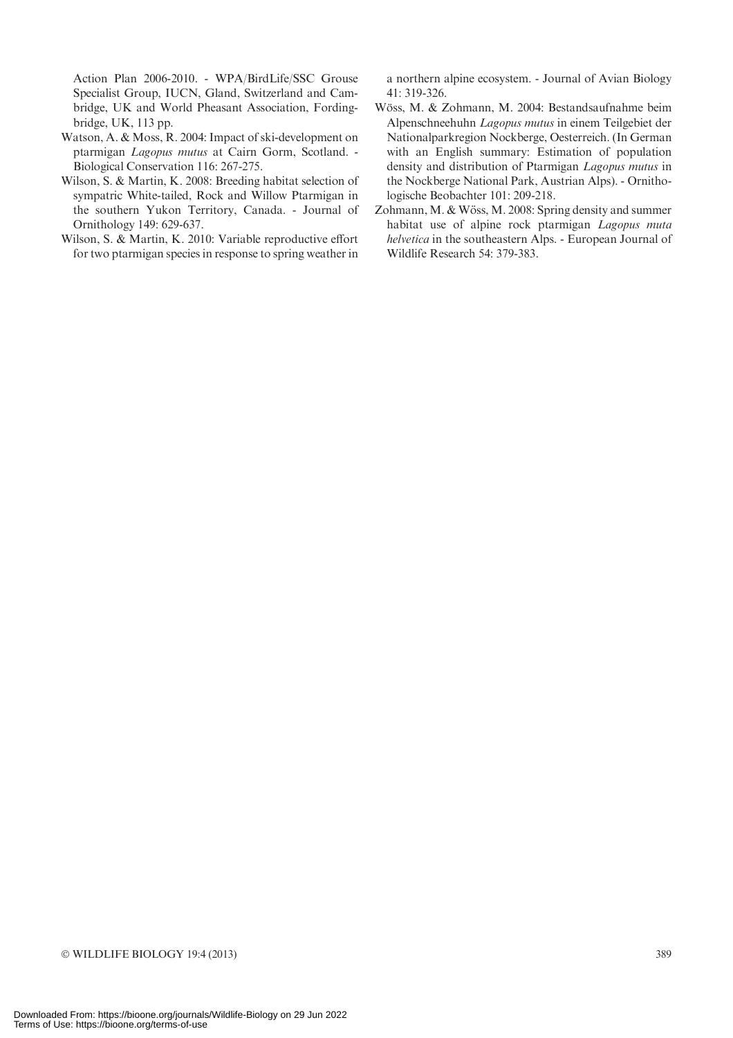Action Plan 2006-2010. - WPA/BirdLife/SSC Grouse Specialist Group, IUCN, Gland, Switzerland and Cambridge, UK and World Pheasant Association, Fordingbridge, UK, 113 pp.

Watson, A. & Moss, R. 2004: Impact of ski-development on ptarmigan *Lagopus mutus* at Cairn Gorm, Scotland. - Biological Conservation 116: 267-275.

Wilson, S. & Martin, K. 2008: Breeding habitat selection of sympatric White-tailed, Rock and Willow Ptarmigan in the southern Yukon Territory, Canada. - Journal of Ornithology 149: 629-637.

Wilson, S. & Martin, K. 2010: Variable reproductive effort for two ptarmigan species in response to spring weather in a northern alpine ecosystem. - Journal of Avian Biology 41: 319-326.

Wöss, M. & Zohmann, M. 2004: Bestandsaufnahme beim Alpenschneehuhn *Lagopus mutus* in einem Teilgebiet der Nationalparkregion Nockberge, Oesterreich. (In German with an English summary: Estimation of population density and distribution of Ptarmigan *Lagopus mutus* in the Nockberge National Park, Austrian Alps). - Ornithologische Beobachter 101: 209-218.

Zohmann, M. & Wöss, M. 2008: Spring density and summer habitat use of alpine rock ptarmigan *Lagopus muta helvetica* in the southeastern Alps. - European Journal of Wildlife Research 54: 379-383.